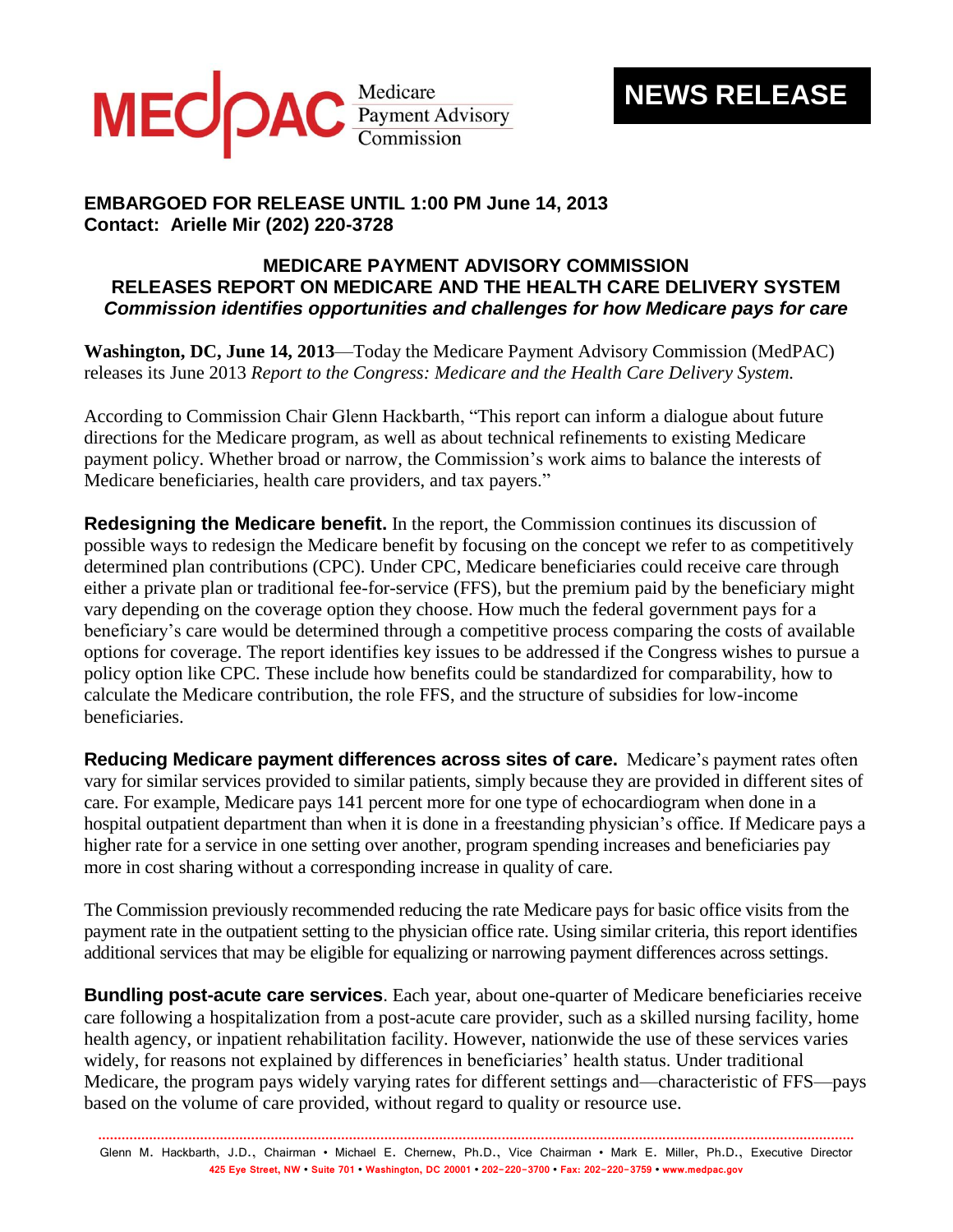MEDPAC Medicare Payment Advisory Commission

**NEWS RELEASE**

**EMBARGOED FOR RELEASE UNTIL 1:00 PM June 14, 2013**
**Contact: Arielle Mir (202) 220-3728**

## MEDICARE PAYMENT ADVISORY COMMISSION RELEASES REPORT ON MEDICARE AND THE HEALTH CARE DELIVERY SYSTEM

***Commission identifies opportunities and challenges for how Medicare pays for care***

**Washington, DC, June 14, 2013**—Today the Medicare Payment Advisory Commission (MedPAC) releases its June 2013 *Report to the Congress: Medicare and the Health Care Delivery System.*

According to Commission Chair Glenn Hackbarth, "This report can inform a dialogue about future directions for the Medicare program, as well as about technical refinements to existing Medicare payment policy. Whether broad or narrow, the Commission's work aims to balance the interests of Medicare beneficiaries, health care providers, and tax payers."

**Redesigning the Medicare benefit.** In the report, the Commission continues its discussion of possible ways to redesign the Medicare benefit by focusing on the concept we refer to as competitively determined plan contributions (CPC). Under CPC, Medicare beneficiaries could receive care through either a private plan or traditional fee-for-service (FFS), but the premium paid by the beneficiary might vary depending on the coverage option they choose. How much the federal government pays for a beneficiary's care would be determined through a competitive process comparing the costs of available options for coverage. The report identifies key issues to be addressed if the Congress wishes to pursue a policy option like CPC. These include how benefits could be standardized for comparability, how to calculate the Medicare contribution, the role FFS, and the structure of subsidies for low-income beneficiaries.

**Reducing Medicare payment differences across sites of care.** Medicare's payment rates often vary for similar services provided to similar patients, simply because they are provided in different sites of care. For example, Medicare pays 141 percent more for one type of echocardiogram when done in a hospital outpatient department than when it is done in a freestanding physician's office. If Medicare pays a higher rate for a service in one setting over another, program spending increases and beneficiaries pay more in cost sharing without a corresponding increase in quality of care.

The Commission previously recommended reducing the rate Medicare pays for basic office visits from the payment rate in the outpatient setting to the physician office rate. Using similar criteria, this report identifies additional services that may be eligible for equalizing or narrowing payment differences across settings.

**Bundling post-acute care services**. Each year, about one-quarter of Medicare beneficiaries receive care following a hospitalization from a post-acute care provider, such as a skilled nursing facility, home health agency, or inpatient rehabilitation facility. However, nationwide the use of these services varies widely, for reasons not explained by differences in beneficiaries' health status. Under traditional Medicare, the program pays widely varying rates for different settings and—characteristic of FFS—pays based on the volume of care provided, without regard to quality or resource use.

Glenn M. Hackbarth, J.D., Chairman • Michael E. Chernew, Ph.D., Vice Chairman • Mark E. Miller, Ph.D., Executive Director
425 Eye Street, NW • Suite 701 • Washington, DC 20001 • 202-220-3700 • Fax: 202-220-3759 • www.medpac.gov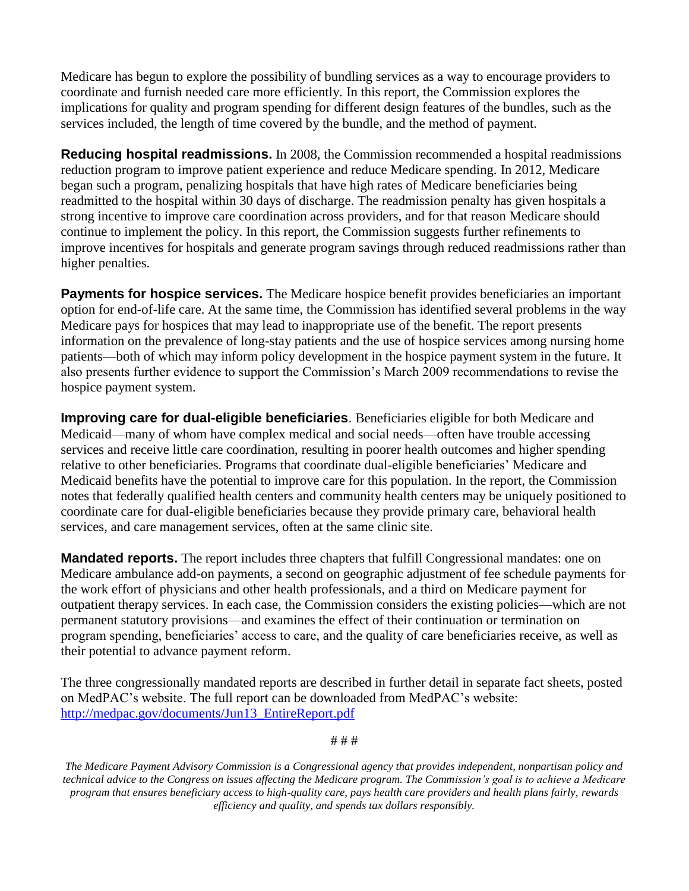Medicare has begun to explore the possibility of bundling services as a way to encourage providers to coordinate and furnish needed care more efficiently. In this report, the Commission explores the implications for quality and program spending for different design features of the bundles, such as the services included, the length of time covered by the bundle, and the method of payment.

**Reducing hospital readmissions.** In 2008, the Commission recommended a hospital readmissions reduction program to improve patient experience and reduce Medicare spending. In 2012, Medicare began such a program, penalizing hospitals that have high rates of Medicare beneficiaries being readmitted to the hospital within 30 days of discharge. The readmission penalty has given hospitals a strong incentive to improve care coordination across providers, and for that reason Medicare should continue to implement the policy. In this report, the Commission suggests further refinements to improve incentives for hospitals and generate program savings through reduced readmissions rather than higher penalties.

**Payments for hospice services.** The Medicare hospice benefit provides beneficiaries an important option for end-of-life care. At the same time, the Commission has identified several problems in the way Medicare pays for hospices that may lead to inappropriate use of the benefit. The report presents information on the prevalence of long-stay patients and the use of hospice services among nursing home patients—both of which may inform policy development in the hospice payment system in the future. It also presents further evidence to support the Commission's March 2009 recommendations to revise the hospice payment system.

**Improving care for dual-eligible beneficiaries**. Beneficiaries eligible for both Medicare and Medicaid—many of whom have complex medical and social needs—often have trouble accessing services and receive little care coordination, resulting in poorer health outcomes and higher spending relative to other beneficiaries. Programs that coordinate dual-eligible beneficiaries' Medicare and Medicaid benefits have the potential to improve care for this population. In the report, the Commission notes that federally qualified health centers and community health centers may be uniquely positioned to coordinate care for dual-eligible beneficiaries because they provide primary care, behavioral health services, and care management services, often at the same clinic site.

**Mandated reports.** The report includes three chapters that fulfill Congressional mandates: one on Medicare ambulance add-on payments, a second on geographic adjustment of fee schedule payments for the work effort of physicians and other health professionals, and a third on Medicare payment for outpatient therapy services. In each case, the Commission considers the existing policies—which are not permanent statutory provisions—and examines the effect of their continuation or termination on program spending, beneficiaries' access to care, and the quality of care beneficiaries receive, as well as their potential to advance payment reform.

The three congressionally mandated reports are described in further detail in separate fact sheets, posted on MedPAC's website. The full report can be downloaded from MedPAC's website: [http://medpac.gov/documents/Jun13_EntireReport.pdf](http://medpac.gov/documents/Jun13_EntireReport.pdf)

# # #

*The Medicare Payment Advisory Commission is a Congressional agency that provides independent, nonpartisan policy and technical advice to the Congress on issues affecting the Medicare program. The Commission's goal is to achieve a Medicare program that ensures beneficiary access to high-quality care, pays health care providers and health plans fairly, rewards efficiency and quality, and spends tax dollars responsibly.*